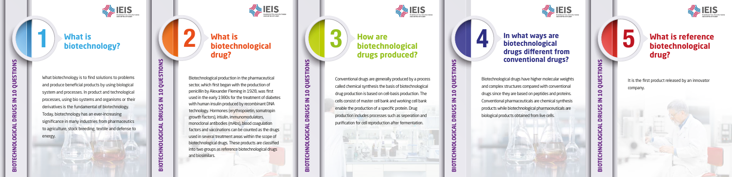## 1 What is biotechnology?

What biotechnology is to find solutions to problems and produce beneficial products by using biological system and processes. In product and technological processes, using bio systems and organisms or their derivatives is the fundamental of biotechnology. Today, biotechnology has an ever-increasing significance in many industries from pharmaceutics to agriculture, stock breeding, textile and defense to energy.

## 2 What is biotechnological drug?

Biotechnological production in the pharmaceutical sector, which first began with the production of penicillin by Alexander Fleming in 1928, was first used in the early 1980s for the treatment of diabetes with human insulin produced by recombinant DNA technology. Hormones (erythropoietin, somatropin growth factors), insulin, immunomodulators, monoclonal antibodies (mAbs), blood coagulation factors and vaccinations can be counted as the drugs used in several treatment areas within the scope of biotechnological drugs. These products are classified into two groups as reference biotechnological drugs and biosimilars.

## 3 How are biotechnological drugs produced?

Conventional drugs are generally produced by a process called chemical synthesis the basis of biotechnological drug production is based on cell-basis production. The cells consist of master cell bank and working cell bank enable the production of a specific protein. Drug production includes processes such as seperation and purification for cell reproduction after fermentation.

## 4 In what ways are biotechnological drugs different from conventional drugs?

Biotechnological drugs have higher molecular weights and complex structures compared with conventional drugs since they are based on peptides and proteins. Conventional pharmaceuticals are chemical synthesis products while biotechnological pharmaceuticals are biological products obtained from live cells.

## 5 What is reference biotechnological drug?

It is the first product released by an innovator company.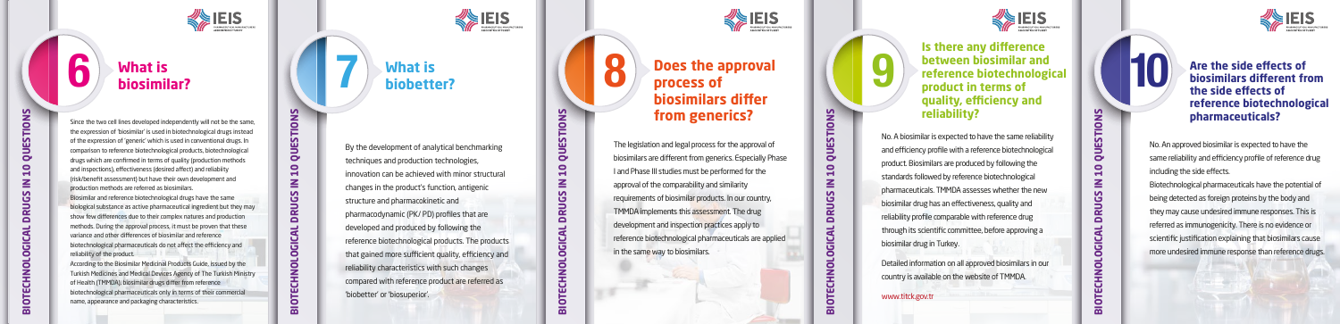## 6 What is biosimilar?

Since the two cell lines developed independently will not be the same, the expression of 'biosimilar' is used in biotechnological drugs instead of the expression of 'generic' which is used in conventional drugs. In comparison to reference biotechnological products, biotechnological drugs which are confirmed in terms of quality (production methods and inspections), effectiveness (desired affect) and reliability (risk/benefit assessment) but have their own development and production methods are referred as biosimilars.

Biosimilar and reference biotechnological drugs have the same biological substance as active pharmaceutical ingredient but they may show few differences due to their complex natures and production methods. During the approval process, it must be proven that these variance and other differences of biosimilar and reference biotechnological pharmaceuticals do not affect the efficiency and reliability of the product.

According to the Biosimilar Medicinal Products Guide, issued by the Turkish Medicines and Medical Devices Agency of The Turkish Ministry of Health (TMMDA); biosimilar drugs differ from reference biotechnological pharmaceuticals only in terms of their commercial name, appearance and packaging characteristics.

## 7 What is biobetter?

By the development of analytical benchmarking techniques and production technologies, innovation can be achieved with minor structural changes in the product's function, antigenic structure and pharmacokinetic and pharmacodynamic (PK/ PD) profiles that are developed and produced by following the reference biotechnological products. The products that gained more sufficient quality, efficiency and reliability characteristics with such changes compared with reference product are referred as 'biobetter' or 'biosuperior'.

## 8 Does the approval process of biosimilars differ from generics?

The legislation and legal process for the approval of biosimilars are different from generics. Especially Phase I and Phase III studies must be performed for the approval of the comparability and similarity requirements of biosimilar products. In our country, TMMDA implements this assessment. The drug development and inspection practices apply to reference biotechnological pharmaceuticals are applied in the same way to biosimilars.

## 9 Is there any difference between biosimilar and reference biotechnological product in terms of quality, efficiency and reliability?

No. A biosimilar is expected to have the same reliability and efficiency profile with a reference biotechnological product. Biosimilars are produced by following the standards followed by reference biotechnological pharmaceuticals. TMMDA assesses whether the new biosimilar drug has an effectiveness, quality and reliability profile comparable with reference drug through its scientific committee, before approving a biosimilar drug in Turkey.

Detailed information on all approved biosimilars in our country is available on the website of TMMDA.

www.titck.gov.tr

## 10 Are the side effects of biosimilars different from the side effects of reference biotechnological pharmaceuticals?

No. An approved biosimilar is expected to have the same reliability and efficiency profile of reference drug including the side effects.

Biotechnological pharmaceuticals have the potential of being detected as foreign proteins by the body and they may cause undesired immune responses. This is referred as immunogenicity. There is no evidence or scientific justification explaining that biosimilars cause more undesired immune response than reference drugs.